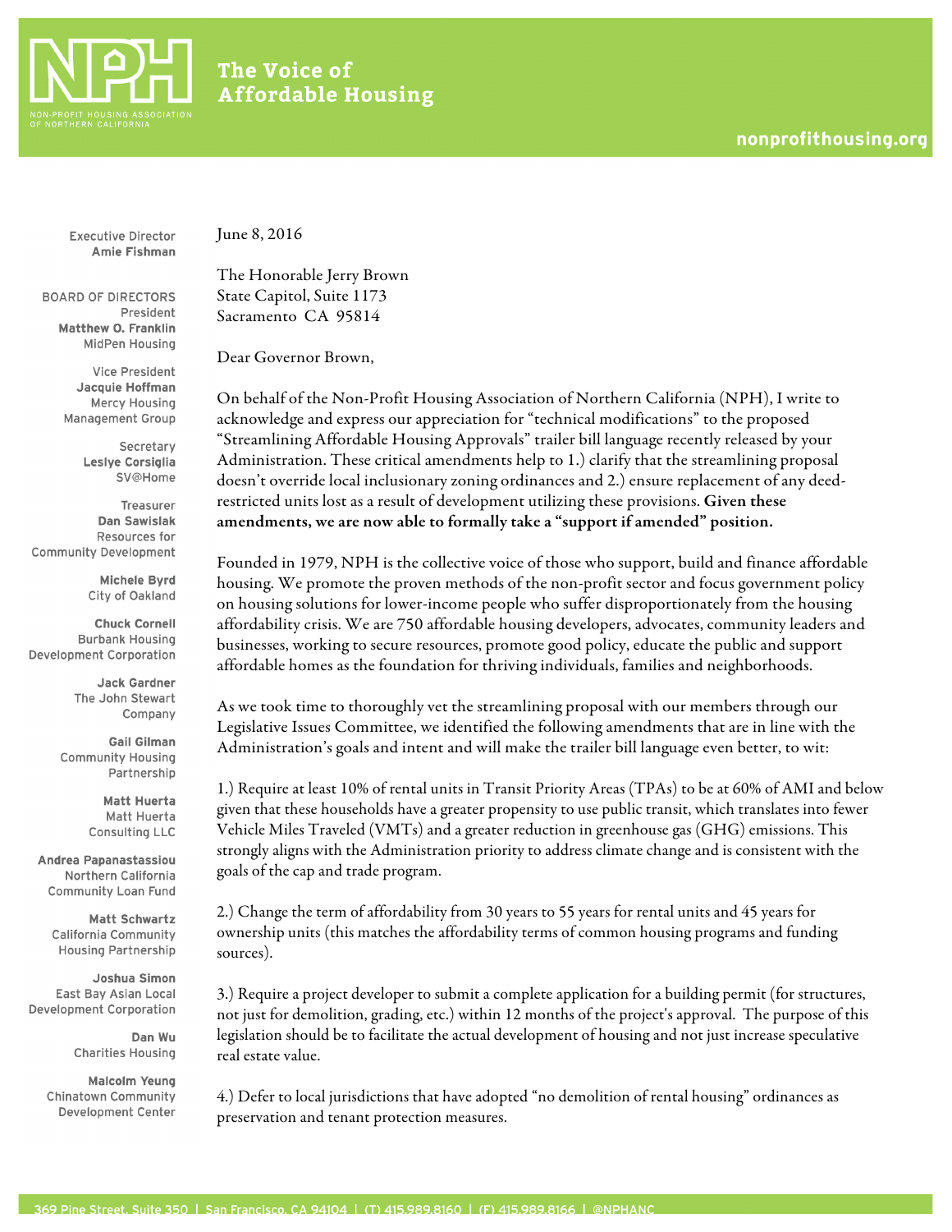# NPH

NON-PROFIT HOUSING ASSOCIATION OF NORTHERN CALIFORNIA

**The Voice of Affordable Housing**

nonprofithousing.org

Executive Director
**Amie Fishman**

BOARD OF DIRECTORS

President
**Matthew O. Franklin**
MidPen Housing

Vice President
**Jacquie Hoffman**
Mercy Housing Management Group

Secretary
**Leslye Corsiglia**
SV@Home

Treasurer
**Dan Sawislak**
Resources for Community Development

**Michele Byrd**
City of Oakland

**Chuck Cornell**
Burbank Housing Development Corporation

**Jack Gardner**
The John Stewart Company

**Gail Gilman**
Community Housing Partnership

**Matt Huerta**
Matt Huerta Consulting LLC

**Andrea Papanastassiou**
Northern California Community Loan Fund

**Matt Schwartz**
California Community Housing Partnership

**Joshua Simon**
East Bay Asian Local Development Corporation

**Dan Wu**
Charities Housing

**Malcolm Yeung**
Chinatown Community Development Center

June 8, 2016

The Honorable Jerry Brown
State Capitol, Suite 1173
Sacramento CA 95814

Dear Governor Brown,

On behalf of the Non-Profit Housing Association of Northern California (NPH), I write to acknowledge and express our appreciation for "technical modifications" to the proposed "Streamlining Affordable Housing Approvals" trailer bill language recently released by your Administration. These critical amendments help to 1.) clarify that the streamlining proposal doesn't override local inclusionary zoning ordinances and 2.) ensure replacement of any deed-restricted units lost as a result of development utilizing these provisions. **Given these amendments, we are now able to formally take a "support if amended" position.**

Founded in 1979, NPH is the collective voice of those who support, build and finance affordable housing. We promote the proven methods of the non-profit sector and focus government policy on housing solutions for lower-income people who suffer disproportionately from the housing affordability crisis. We are 750 affordable housing developers, advocates, community leaders and businesses, working to secure resources, promote good policy, educate the public and support affordable homes as the foundation for thriving individuals, families and neighborhoods.

As we took time to thoroughly vet the streamlining proposal with our members through our Legislative Issues Committee, we identified the following amendments that are in line with the Administration's goals and intent and will make the trailer bill language even better, to wit:

1.) Require at least 10% of rental units in Transit Priority Areas (TPAs) to be at 60% of AMI and below given that these households have a greater propensity to use public transit, which translates into fewer Vehicle Miles Traveled (VMTs) and a greater reduction in greenhouse gas (GHG) emissions. This strongly aligns with the Administration priority to address climate change and is consistent with the goals of the cap and trade program.

2.) Change the term of affordability from 30 years to 55 years for rental units and 45 years for ownership units (this matches the affordability terms of common housing programs and funding sources).

3.) Require a project developer to submit a complete application for a building permit (for structures, not just for demolition, grading, etc.) within 12 months of the project's approval. The purpose of this legislation should be to facilitate the actual development of housing and not just increase speculative real estate value.

4.) Defer to local jurisdictions that have adopted "no demolition of rental housing" ordinances as preservation and tenant protection measures.

369 Pine Street, Suite 350 | San Francisco, CA 94104 | (T) 415.989.8160 | (F) 415.989.8166 | @NPHANC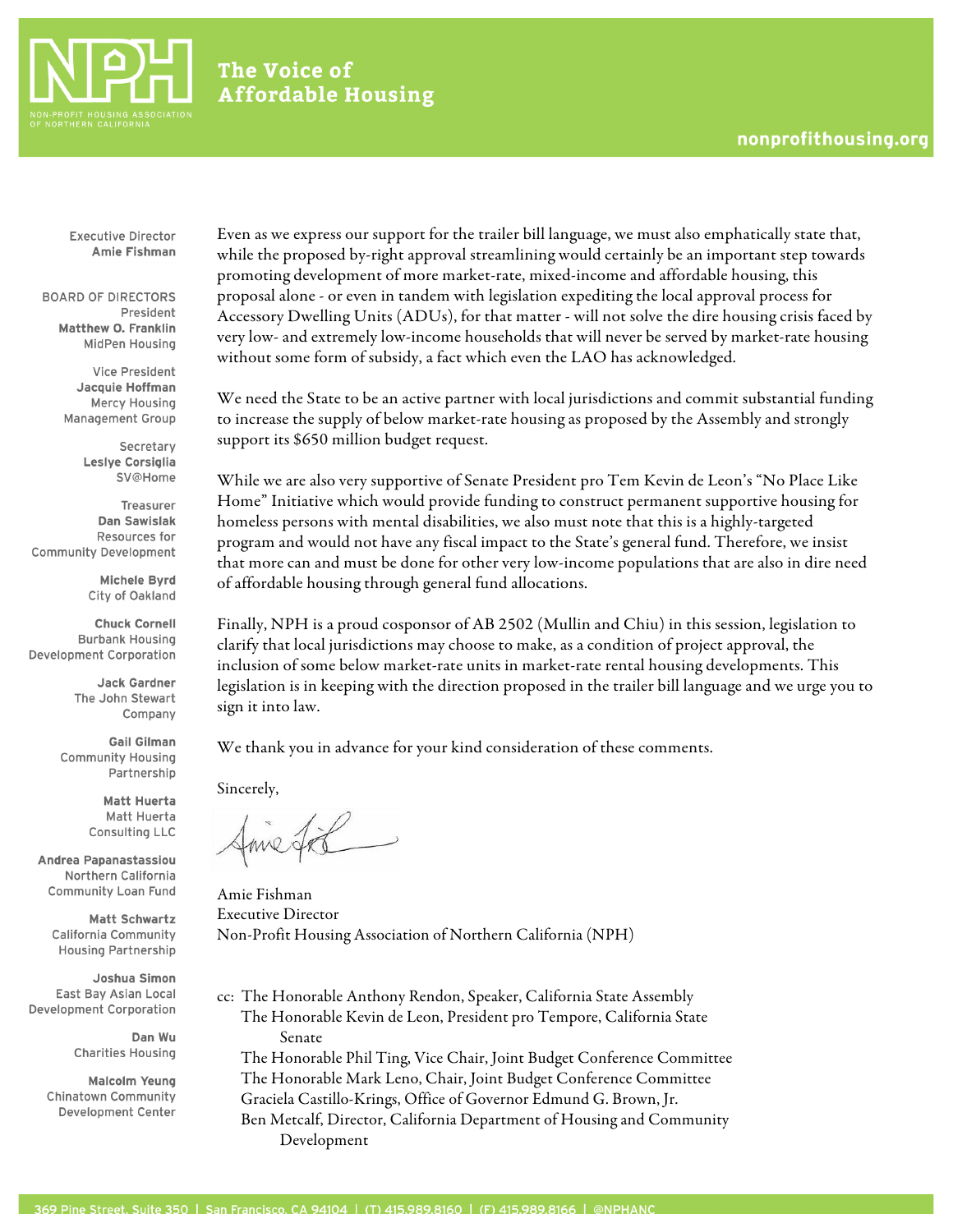Executive Director
**Amie Fishman**

BOARD OF DIRECTORS

President
**Matthew O. Franklin**
MidPen Housing

Vice President
**Jacquie Hoffman**
Mercy Housing Management Group

Secretary
**Leslye Corsiglia**
SV@Home

Treasurer
**Dan Sawislak**
Resources for Community Development

**Michele Byrd**
City of Oakland

**Chuck Cornell**
Burbank Housing Development Corporation

**Jack Gardner**
The John Stewart Company

**Gail Gilman**
Community Housing Partnership

**Matt Huerta**
Matt Huerta Consulting LLC

**Andrea Papanastassiou**
Northern California Community Loan Fund

**Matt Schwartz**
California Community Housing Partnership

**Joshua Simon**
East Bay Asian Local Development Corporation

**Dan Wu**
Charities Housing

**Malcolm Yeung**
Chinatown Community Development Center

Even as we express our support for the trailer bill language, we must also emphatically state that, while the proposed by-right approval streamlining would certainly be an important step towards promoting development of more market-rate, mixed-income and affordable housing, this proposal alone - or even in tandem with legislation expediting the local approval process for Accessory Dwelling Units (ADUs), for that matter - will not solve the dire housing crisis faced by very low- and extremely low-income households that will never be served by market-rate housing without some form of subsidy, a fact which even the LAO has acknowledged.

We need the State to be an active partner with local jurisdictions and commit substantial funding to increase the supply of below market-rate housing as proposed by the Assembly and strongly support its $650 million budget request.

While we are also very supportive of Senate President pro Tem Kevin de Leon's "No Place Like Home" Initiative which would provide funding to construct permanent supportive housing for homeless persons with mental disabilities, we also must note that this is a highly-targeted program and would not have any fiscal impact to the State's general fund. Therefore, we insist that more can and must be done for other very low-income populations that are also in dire need of affordable housing through general fund allocations.

Finally, NPH is a proud cosponsor of AB 2502 (Mullin and Chiu) in this session, legislation to clarify that local jurisdictions may choose to make, as a condition of project approval, the inclusion of some below market-rate units in market-rate rental housing developments. This legislation is in keeping with the direction proposed in the trailer bill language and we urge you to sign it into law.

We thank you in advance for your kind consideration of these comments.

Sincerely,

Amie Fishman
Executive Director
Non-Profit Housing Association of Northern California (NPH)

cc: The Honorable Anthony Rendon, Speaker, California State Assembly
The Honorable Kevin de Leon, President pro Tempore, California State Senate
The Honorable Phil Ting, Vice Chair, Joint Budget Conference Committee
The Honorable Mark Leno, Chair, Joint Budget Conference Committee
Graciela Castillo-Krings, Office of Governor Edmund G. Brown, Jr.
Ben Metcalf, Director, California Department of Housing and Community Development